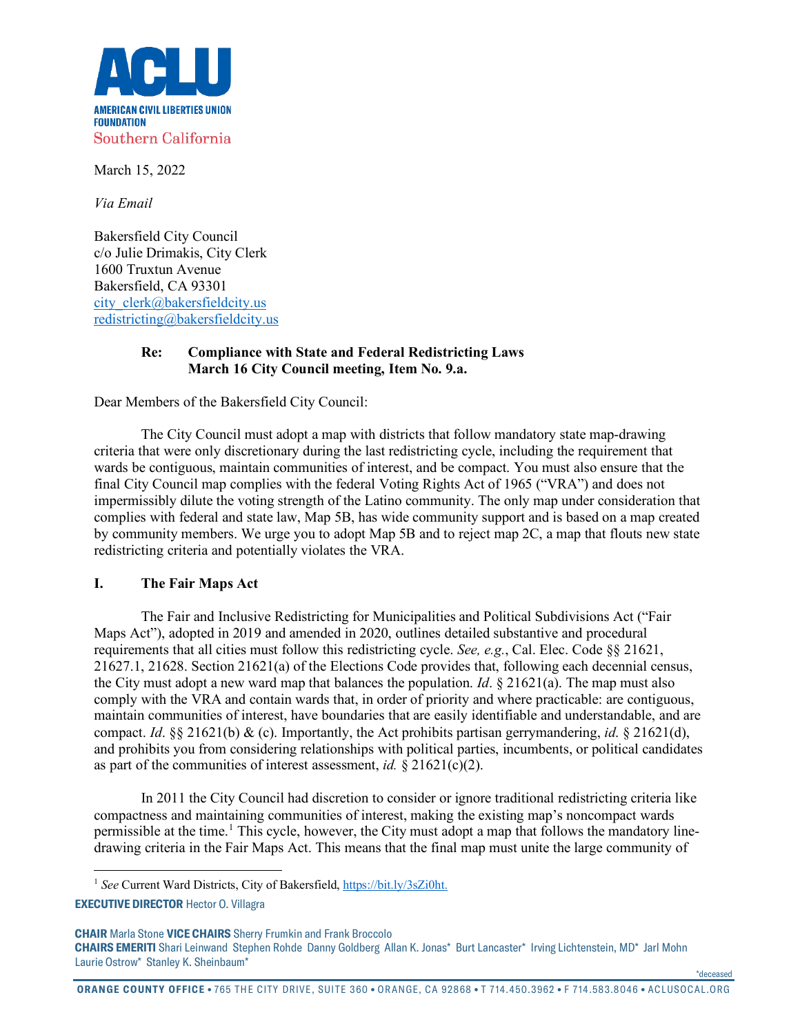**ACLU**

**AMERICAN CIVIL LIBERTIES UNION FOUNDATION**
Southern California

March 15, 2022

*Via Email*

Bakersfield City Council
c/o Julie Drimakis, City Clerk
1600 Truxtun Avenue
Bakersfield, CA 93301
city_clerk@bakersfieldcity.us
redistricting@bakersfieldcity.us

**Re: Compliance with State and Federal Redistricting Laws**
**March 16 City Council meeting, Item No. 9.a.**

Dear Members of the Bakersfield City Council:

The City Council must adopt a map with districts that follow mandatory state map-drawing criteria that were only discretionary during the last redistricting cycle, including the requirement that wards be contiguous, maintain communities of interest, and be compact. You must also ensure that the final City Council map complies with the federal Voting Rights Act of 1965 ("VRA") and does not impermissibly dilute the voting strength of the Latino community. The only map under consideration that complies with federal and state law, Map 5B, has wide community support and is based on a map created by community members. We urge you to adopt Map 5B and to reject map 2C, a map that flouts new state redistricting criteria and potentially violates the VRA.

## I. The Fair Maps Act

The Fair and Inclusive Redistricting for Municipalities and Political Subdivisions Act ("Fair Maps Act"), adopted in 2019 and amended in 2020, outlines detailed substantive and procedural requirements that all cities must follow this redistricting cycle. *See, e.g.*, Cal. Elec. Code §§ 21621, 21627.1, 21628. Section 21621(a) of the Elections Code provides that, following each decennial census, the City must adopt a new ward map that balances the population. *Id*. § 21621(a). The map must also comply with the VRA and contain wards that, in order of priority and where practicable: are contiguous, maintain communities of interest, have boundaries that are easily identifiable and understandable, and are compact. *Id*. §§ 21621(b) & (c). Importantly, the Act prohibits partisan gerrymandering, *id*. § 21621(d), and prohibits you from considering relationships with political parties, incumbents, or political candidates as part of the communities of interest assessment, *id.* § 21621(c)(2).

In 2011 the City Council had discretion to consider or ignore traditional redistricting criteria like compactness and maintaining communities of interest, making the existing map's noncompact wards permissible at the time.[1] This cycle, however, the City must adopt a map that follows the mandatory line-drawing criteria in the Fair Maps Act. This means that the final map must unite the large community of

[1] *See* Current Ward Districts, City of Bakersfield, https://bit.ly/3sZi0ht.

**EXECUTIVE DIRECTOR** Hector O. Villagra

**CHAIR** Marla Stone **VICE CHAIRS** Sherry Frumkin and Frank Broccolo
**CHAIRS EMERITI** Shari Leinwand Stephen Rohde Danny Goldberg Allan K. Jonas* Burt Lancaster* Irving Lichtenstein, MD* Jarl Mohn Laurie Ostrow* Stanley K. Sheinbaum*

*deceased

**ORANGE COUNTY OFFICE** • 765 THE CITY DRIVE, SUITE 360 • ORANGE, CA 92868 • T 714.450.3962 • F 714.583.8046 • ACLUSOCAL.ORG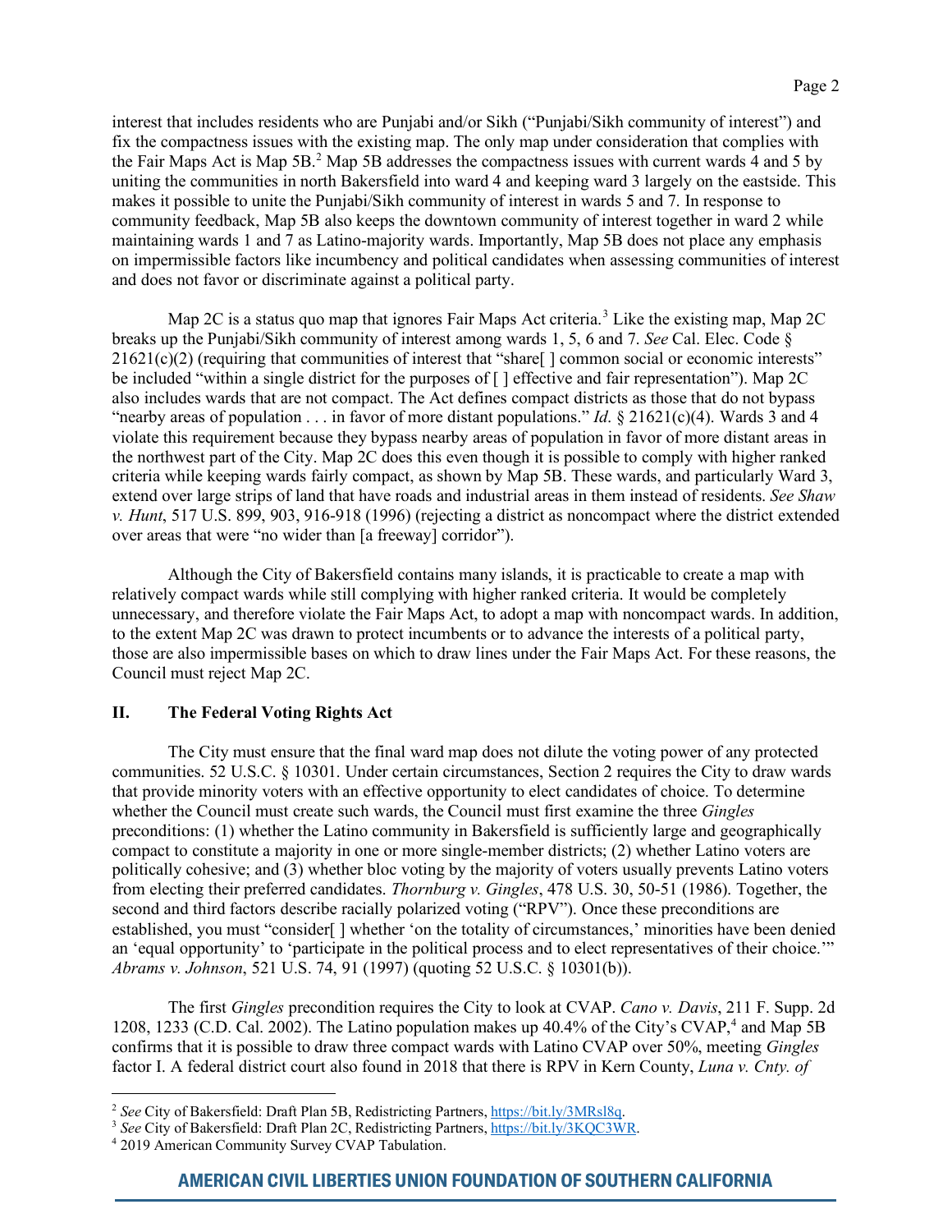interest that includes residents who are Punjabi and/or Sikh ("Punjabi/Sikh community of interest") and fix the compactness issues with the existing map. The only map under consideration that complies with the Fair Maps Act is Map 5B.[2] Map 5B addresses the compactness issues with current wards 4 and 5 by uniting the communities in north Bakersfield into ward 4 and keeping ward 3 largely on the eastside. This makes it possible to unite the Punjabi/Sikh community of interest in wards 5 and 7. In response to community feedback, Map 5B also keeps the downtown community of interest together in ward 2 while maintaining wards 1 and 7 as Latino-majority wards. Importantly, Map 5B does not place any emphasis on impermissible factors like incumbency and political candidates when assessing communities of interest and does not favor or discriminate against a political party.

Map 2C is a status quo map that ignores Fair Maps Act criteria.[3] Like the existing map, Map 2C breaks up the Punjabi/Sikh community of interest among wards 1, 5, 6 and 7. *See* Cal. Elec. Code § 21621(c)(2) (requiring that communities of interest that "share[ ] common social or economic interests" be included "within a single district for the purposes of [ ] effective and fair representation"). Map 2C also includes wards that are not compact. The Act defines compact districts as those that do not bypass "nearby areas of population . . . in favor of more distant populations." *Id.* § 21621(c)(4). Wards 3 and 4 violate this requirement because they bypass nearby areas of population in favor of more distant areas in the northwest part of the City. Map 2C does this even though it is possible to comply with higher ranked criteria while keeping wards fairly compact, as shown by Map 5B. These wards, and particularly Ward 3, extend over large strips of land that have roads and industrial areas in them instead of residents. *See Shaw v. Hunt*, 517 U.S. 899, 903, 916-918 (1996) (rejecting a district as noncompact where the district extended over areas that were "no wider than [a freeway] corridor").

Although the City of Bakersfield contains many islands, it is practicable to create a map with relatively compact wards while still complying with higher ranked criteria. It would be completely unnecessary, and therefore violate the Fair Maps Act, to adopt a map with noncompact wards. In addition, to the extent Map 2C was drawn to protect incumbents or to advance the interests of a political party, those are also impermissible bases on which to draw lines under the Fair Maps Act. For these reasons, the Council must reject Map 2C.

## II. The Federal Voting Rights Act

The City must ensure that the final ward map does not dilute the voting power of any protected communities. 52 U.S.C. § 10301. Under certain circumstances, Section 2 requires the City to draw wards that provide minority voters with an effective opportunity to elect candidates of choice. To determine whether the Council must create such wards, the Council must first examine the three *Gingles* preconditions: (1) whether the Latino community in Bakersfield is sufficiently large and geographically compact to constitute a majority in one or more single-member districts; (2) whether Latino voters are politically cohesive; and (3) whether bloc voting by the majority of voters usually prevents Latino voters from electing their preferred candidates. *Thornburg v. Gingles*, 478 U.S. 30, 50-51 (1986). Together, the second and third factors describe racially polarized voting ("RPV"). Once these preconditions are established, you must "consider[ ] whether 'on the totality of circumstances,' minorities have been denied an 'equal opportunity' to 'participate in the political process and to elect representatives of their choice.'" *Abrams v. Johnson*, 521 U.S. 74, 91 (1997) (quoting 52 U.S.C. § 10301(b)).

The first *Gingles* precondition requires the City to look at CVAP. *Cano v. Davis*, 211 F. Supp. 2d 1208, 1233 (C.D. Cal. 2002). The Latino population makes up 40.4% of the City's CVAP,[4] and Map 5B confirms that it is possible to draw three compact wards with Latino CVAP over 50%, meeting *Gingles* factor I. A federal district court also found in 2018 that there is RPV in Kern County, *Luna v. Cnty. of*

---

[2] *See* City of Bakersfield: Draft Plan 5B, Redistricting Partners, https://bit.ly/3MRsl8q.

[3] *See* City of Bakersfield: Draft Plan 2C, Redistricting Partners, https://bit.ly/3KQC3WR.

[4] 2019 American Community Survey CVAP Tabulation.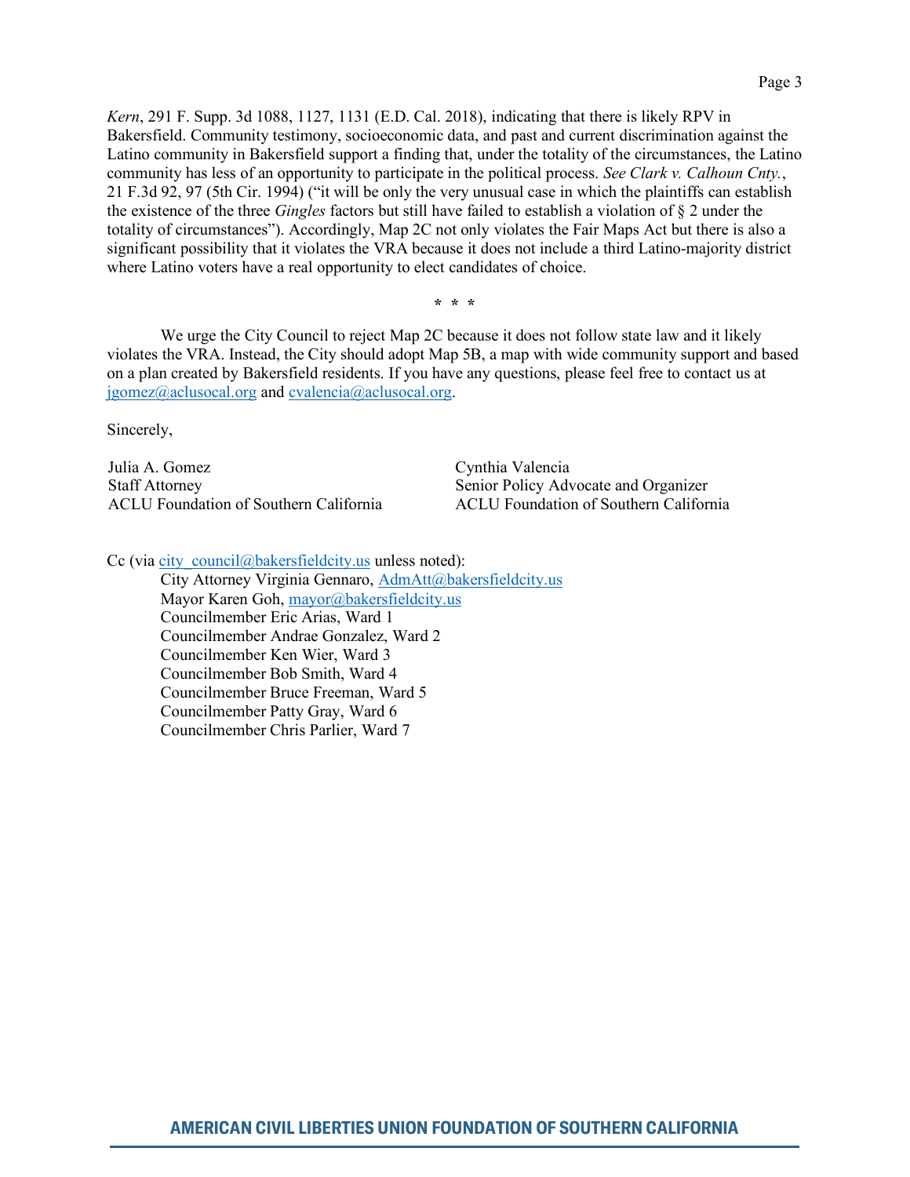*Kern*, 291 F. Supp. 3d 1088, 1127, 1131 (E.D. Cal. 2018), indicating that there is likely RPV in Bakersfield. Community testimony, socioeconomic data, and past and current discrimination against the Latino community in Bakersfield support a finding that, under the totality of the circumstances, the Latino community has less of an opportunity to participate in the political process. *See Clark v. Calhoun Cnty.*, 21 F.3d 92, 97 (5th Cir. 1994) ("it will be only the very unusual case in which the plaintiffs can establish the existence of the three *Gingles* factors but still have failed to establish a violation of § 2 under the totality of circumstances"). Accordingly, Map 2C not only violates the Fair Maps Act but there is also a significant possibility that it violates the VRA because it does not include a third Latino-majority district where Latino voters have a real opportunity to elect candidates of choice.

\* \* \*

We urge the City Council to reject Map 2C because it does not follow state law and it likely violates the VRA. Instead, the City should adopt Map 5B, a map with wide community support and based on a plan created by Bakersfield residents. If you have any questions, please feel free to contact us at jgomez@aclusocal.org and cvalencia@aclusocal.org.

Sincerely,

Julia A. Gomez
Staff Attorney
ACLU Foundation of Southern California

Cynthia Valencia
Senior Policy Advocate and Organizer
ACLU Foundation of Southern California

Cc (via city_council@bakersfieldcity.us unless noted):

City Attorney Virginia Gennaro, AdmAtt@bakersfieldcity.us
Mayor Karen Goh, mayor@bakersfieldcity.us
Councilmember Eric Arias, Ward 1
Councilmember Andrae Gonzalez, Ward 2
Councilmember Ken Wier, Ward 3
Councilmember Bob Smith, Ward 4
Councilmember Bruce Freeman, Ward 5
Councilmember Patty Gray, Ward 6
Councilmember Chris Parlier, Ward 7